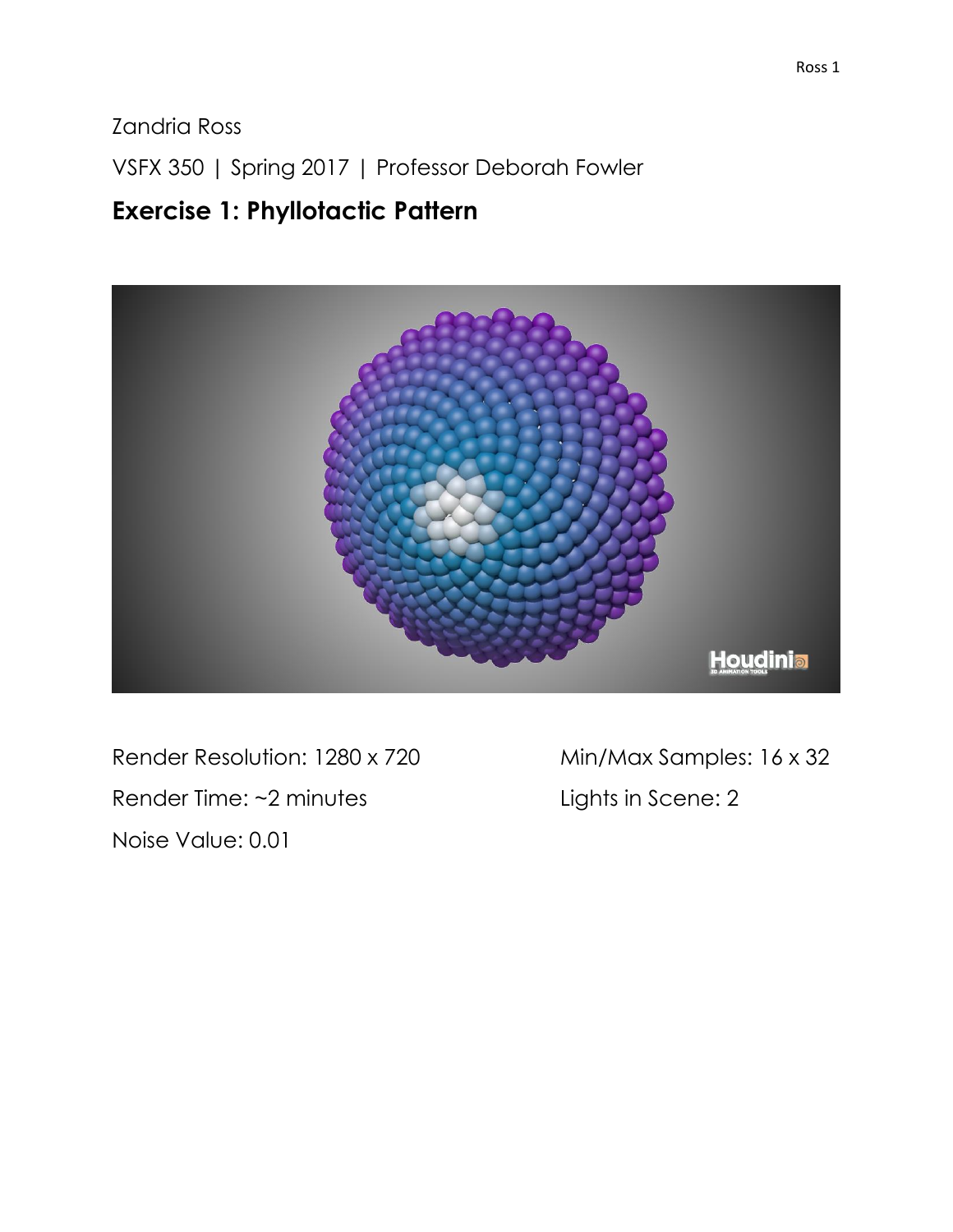Zandria Ross

VSFX 350 | Spring 2017 | Professor Deborah Fowler

## Exercise 1: Phyllotactic Pattern

Render Resolution: 1280 x 720

Render Time: ~2 minutes

Noise Value: 0.01

Min/Max Samples: 16 x 32

Lights in Scene: 2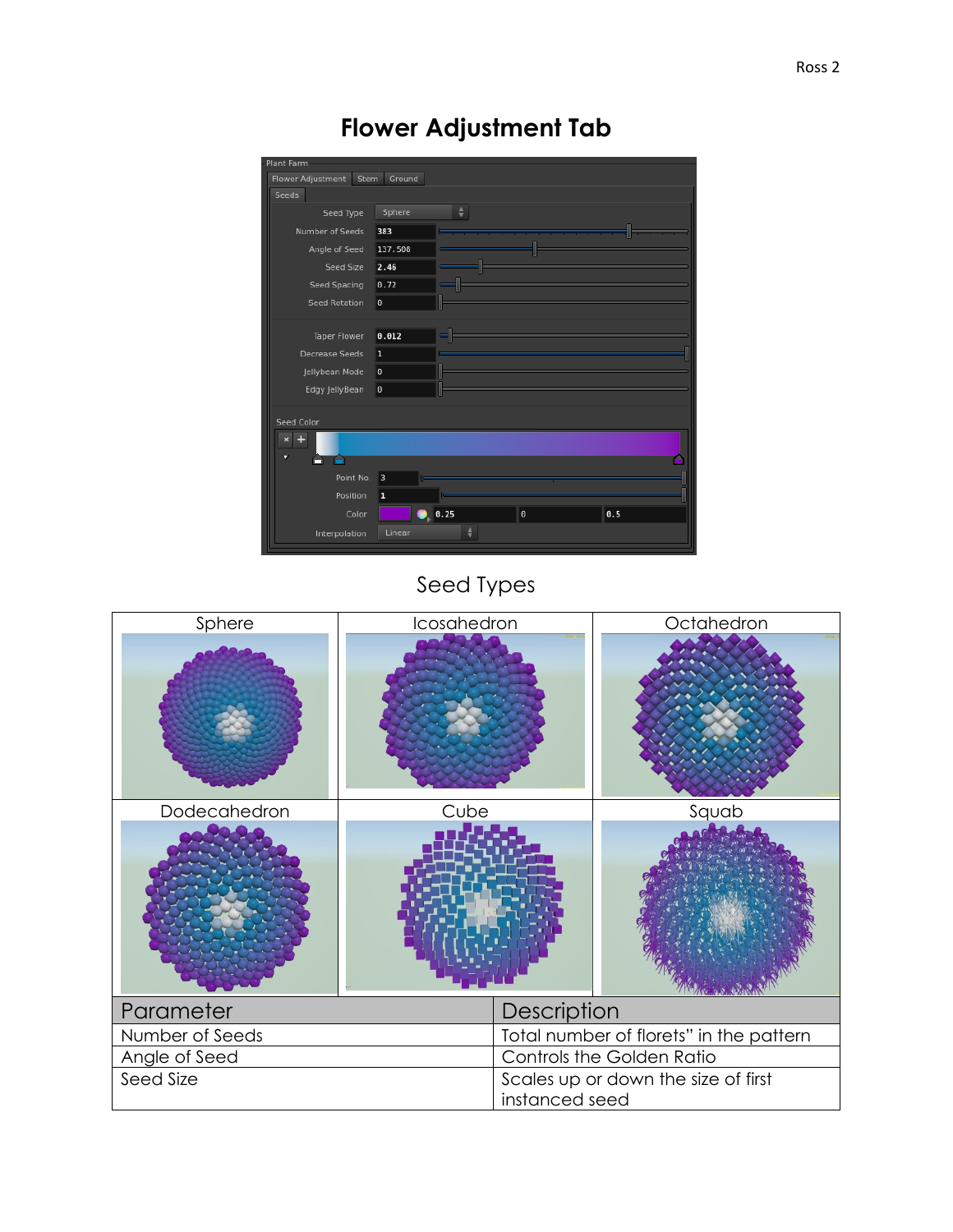# Flower Adjustment Tab

Seed Types

| Sphere | Icosahedron | Octahedron |
|---|---|---|
| Dodecahedron | Cube | Squab |

| Parameter | Description |
|---|---|
| Number of Seeds | Total number of florets" in the pattern |
| Angle of Seed | Controls the Golden Ratio |
| Seed Size | Scales up or down the size of first instanced seed |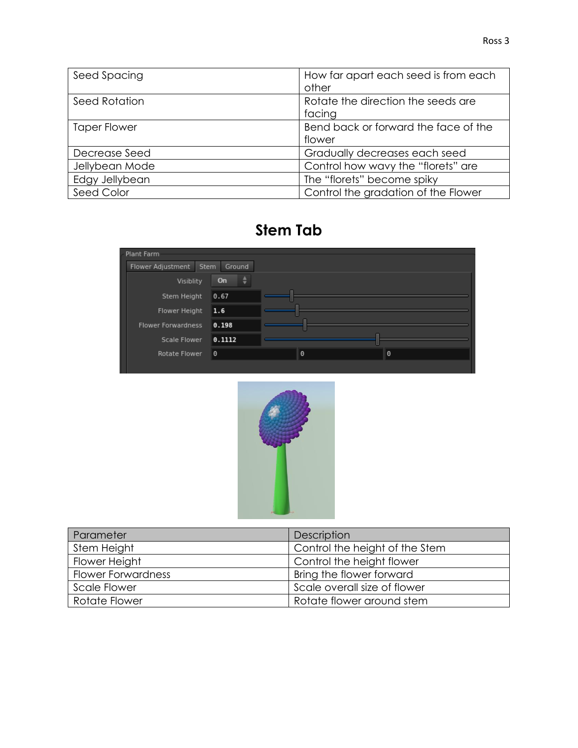| Seed Spacing | How far apart each seed is from each other |
|---|---|
| Seed Rotation | Rotate the direction the seeds are facing |
| Taper Flower | Bend back or forward the face of the flower |
| Decrease Seed | Gradually decreases each seed |
| Jellybean Mode | Control how wavy the “florets” are |
| Edgy Jellybean | The “florets” become spiky |
| Seed Color | Control the gradation of the Flower |

## Stem Tab

| Parameter | Description |
|---|---|
| Stem Height | Control the height of the Stem |
| Flower Height | Control the height flower |
| Flower Forwardness | Bring the flower forward |
| Scale Flower | Scale overall size of flower |
| Rotate Flower | Rotate flower around stem |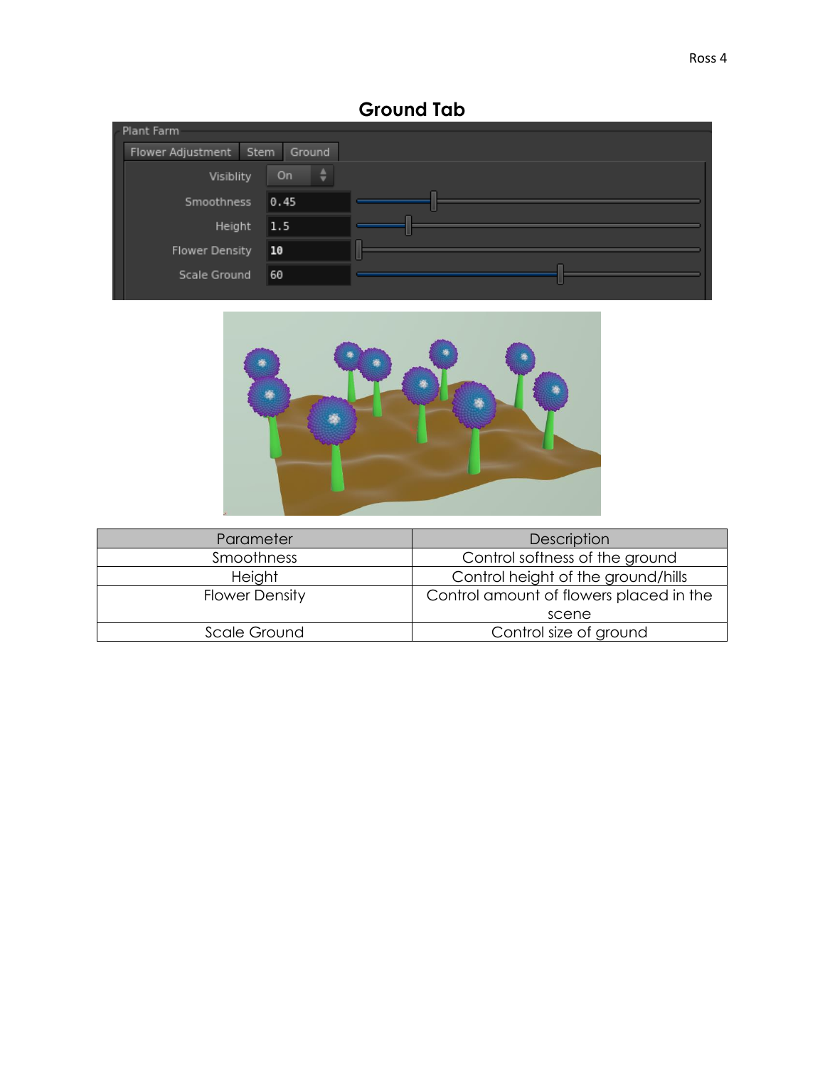# Ground Tab

| Parameter | Description |
| --- | --- |
| Smoothness | Control softness of the ground |
| Height | Control height of the ground/hills |
| Flower Density | Control amount of flowers placed in the scene |
| Scale Ground | Control size of ground |